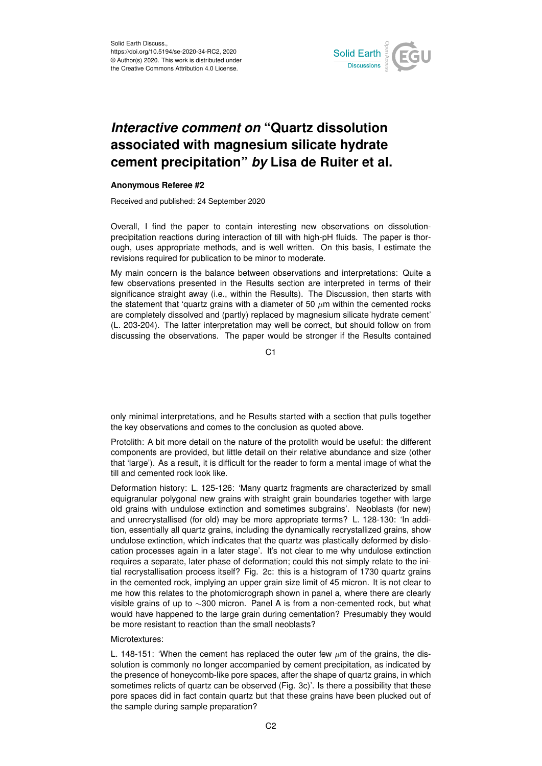# *Interactive comment on* "Quartz dissolution associated with magnesium silicate hydrate cement precipitation" *by* Lisa de Ruiter et al.

**Anonymous Referee #2**

Received and published: 24 September 2020

Overall, I find the paper to contain interesting new observations on dissolution-precipitation reactions during interaction of till with high-pH fluids. The paper is thorough, uses appropriate methods, and is well written. On this basis, I estimate the revisions required for publication to be minor to moderate.

My main concern is the balance between observations and interpretations: Quite a few observations presented in the Results section are interpreted in terms of their significance straight away (i.e., within the Results). The Discussion, then starts with the statement that 'quartz grains with a diameter of 50 $\mu$m within the cemented rocks are completely dissolved and (partly) replaced by magnesium silicate hydrate cement' (L. 203-204). The latter interpretation may well be correct, but should follow on from discussing the observations. The paper would be stronger if the Results contained only minimal interpretations, and he Results started with a section that pulls together the key observations and comes to the conclusion as quoted above.

Protolith: A bit more detail on the nature of the protolith would be useful: the different components are provided, but little detail on their relative abundance and size (other that 'large'). As a result, it is difficult for the reader to form a mental image of what the till and cemented rock look like.

Deformation history: L. 125-126: 'Many quartz fragments are characterized by small equigranular polygonal new grains with straight grain boundaries together with large old grains with undulose extinction and sometimes subgrains'. Neoblasts (for new) and unrecrystallised (for old) may be more appropriate terms? L. 128-130: 'In addition, essentially all quartz grains, including the dynamically recrystallized grains, show undulose extinction, which indicates that the quartz was plastically deformed by dislocation processes again in a later stage'. It's not clear to me why undulose extinction requires a separate, later phase of deformation; could this not simply relate to the initial recrystallisation process itself? Fig. 2c: this is a histogram of 1730 quartz grains in the cemented rock, implying an upper grain size limit of 45 micron. It is not clear to me how this relates to the photomicrograph shown in panel a, where there are clearly visible grains of up to ~300 micron. Panel A is from a non-cemented rock, but what would have happened to the large grain during cementation? Presumably they would be more resistant to reaction than the small neoblasts?

Microtextures:

L. 148-151: 'When the cement has replaced the outer few $\mu$m of the grains, the dissolution is commonly no longer accompanied by cement precipitation, as indicated by the presence of honeycomb-like pore spaces, after the shape of quartz grains, in which sometimes relicts of quartz can be observed (Fig. 3c)'. Is there a possibility that these pore spaces did in fact contain quartz but that these grains have been plucked out of the sample during sample preparation?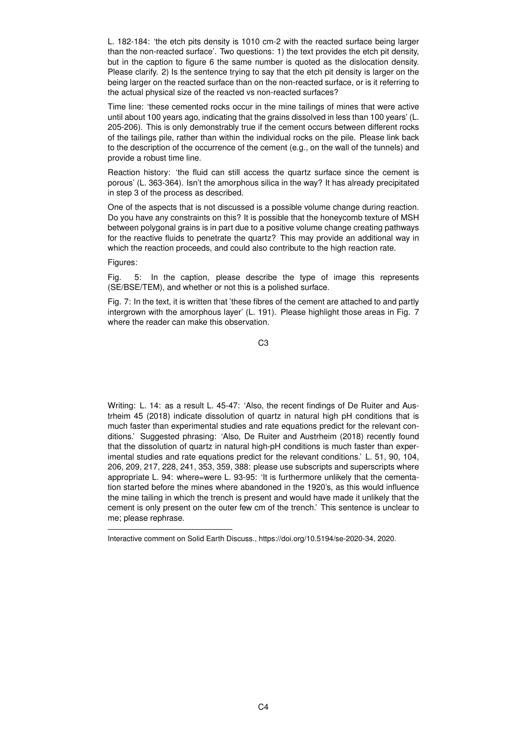L. 182-184: 'the etch pits density is 1010 cm-2 with the reacted surface being larger than the non-reacted surface'. Two questions: 1) the text provides the etch pit density, but in the caption to figure 6 the same number is quoted as the dislocation density. Please clarify. 2) Is the sentence trying to say that the etch pit density is larger on the being larger on the reacted surface than on the non-reacted surface, or is it referring to the actual physical size of the reacted vs non-reacted surfaces?

Time line: 'these cemented rocks occur in the mine tailings of mines that were active until about 100 years ago, indicating that the grains dissolved in less than 100 years' (L. 205-206). This is only demonstrably true if the cement occurs between different rocks of the tailings pile, rather than within the individual rocks on the pile. Please link back to the description of the occurrence of the cement (e.g., on the wall of the tunnels) and provide a robust time line.

Reaction history: 'the fluid can still access the quartz surface since the cement is porous' (L. 363-364). Isn't the amorphous silica in the way? It has already precipitated in step 3 of the process as described.

One of the aspects that is not discussed is a possible volume change during reaction. Do you have any constraints on this? It is possible that the honeycomb texture of MSH between polygonal grains is in part due to a positive volume change creating pathways for the reactive fluids to penetrate the quartz? This may provide an additional way in which the reaction proceeds, and could also contribute to the high reaction rate.

Figures:

Fig. 5: In the caption, please describe the type of image this represents (SE/BSE/TEM), and whether or not this is a polished surface.

Fig. 7: In the text, it is written that 'these fibres of the cement are attached to and partly intergrown with the amorphous layer' (L. 191). Please highlight those areas in Fig. 7 where the reader can make this observation.

Writing: L. 14: as a result L. 45-47: 'Also, the recent findings of De Ruiter and Austrheim 45 (2018) indicate dissolution of quartz in natural high pH conditions that is much faster than experimental studies and rate equations predict for the relevant conditions.' Suggested phrasing: 'Also, De Ruiter and Austrheim (2018) recently found that the dissolution of quartz in natural high-pH conditions is much faster than experimental studies and rate equations predict for the relevant conditions.' L. 51, 90, 104, 206, 209, 217, 228, 241, 353, 359, 388: please use subscripts and superscripts where appropriate L. 94: where=were L. 93-95: 'It is furthermore unlikely that the cementation started before the mines where abandoned in the 1920's, as this would influence the mine tailing in which the trench is present and would have made it unlikely that the cement is only present on the outer few cm of the trench.' This sentence is unclear to me; please rephrase.

---

Interactive comment on Solid Earth Discuss., https://doi.org/10.5194/se-2020-34, 2020.